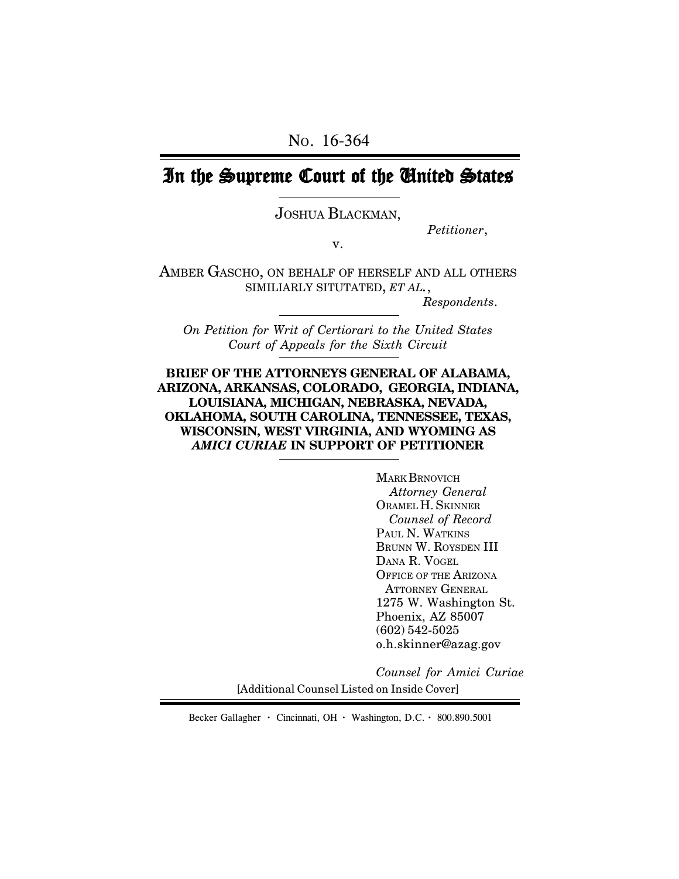No. 16-364

# In the Supreme Court of the United States

JOSHUA BLACKMAN,

*Petitioner*,

v.

AMBER GASCHO, ON BEHALF OF HERSELF AND ALL OTHERS SIMILIARLY SITUTATED, *ET AL.*,

*Respondents*.

*On Petition for Writ of Certiorari to the United States Court of Appeals for the Sixth Circuit*

**BRIEF OF THE ATTORNEYS GENERAL OF ALABAMA, ARIZONA, ARKANSAS, COLORADO, GEORGIA, INDIANA, LOUISIANA, MICHIGAN, NEBRASKA, NEVADA, OKLAHOMA, SOUTH CAROLINA, TENNESSEE, TEXAS, WISCONSIN, WEST VIRGINIA, AND WYOMING AS *AMICI CURIAE* IN SUPPORT OF PETITIONER**

MARK BRNOVICH
*Attorney General*
ORAMEL H. SKINNER
*Counsel of Record*
PAUL N. WATKINS
BRUNN W. ROYSDEN III
DANA R. VOGEL
OFFICE OF THE ARIZONA ATTORNEY GENERAL
1275 W. Washington St.
Phoenix, AZ 85007
(602) 542-5025
o.h.skinner@azag.gov

*Counsel for Amici Curiae*

[Additional Counsel Listed on Inside Cover]

Becker Gallagher · Cincinnati, OH · Washington, D.C. · 800.890.5001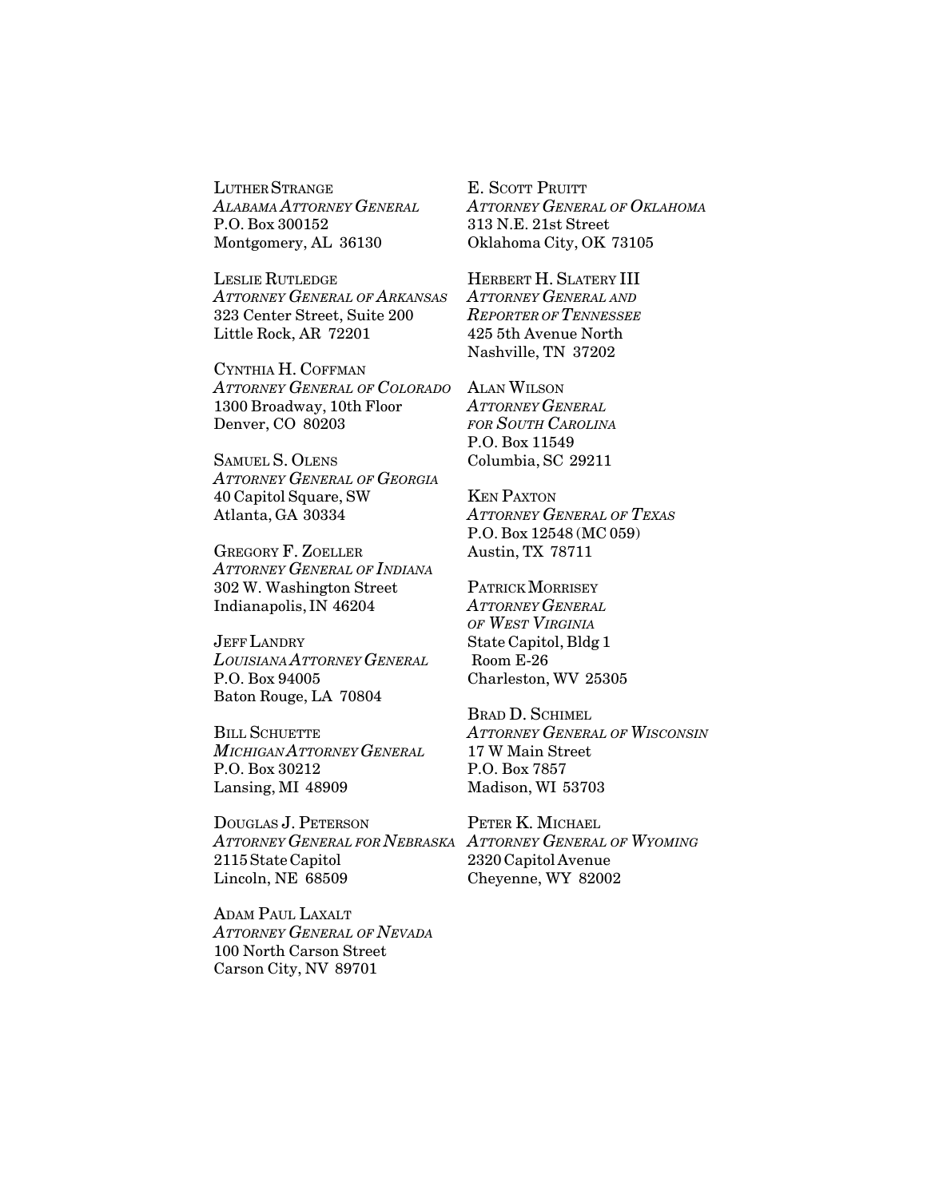LUTHER STRANGE
*ALABAMA ATTORNEY GENERAL*
P.O. Box 300152
Montgomery, AL 36130

LESLIE RUTLEDGE
*ATTORNEY GENERAL OF ARKANSAS*
323 Center Street, Suite 200
Little Rock, AR 72201

CYNTHIA H. COFFMAN
*ATTORNEY GENERAL OF COLORADO*
1300 Broadway, 10th Floor
Denver, CO 80203

SAMUEL S. OLENS
*ATTORNEY GENERAL OF GEORGIA*
40 Capitol Square, SW
Atlanta, GA 30334

GREGORY F. ZOELLER
*ATTORNEY GENERAL OF INDIANA*
302 W. Washington Street
Indianapolis, IN 46204

JEFF LANDRY
*LOUISIANA ATTORNEY GENERAL*
P.O. Box 94005
Baton Rouge, LA 70804

BILL SCHUETTE
*MICHIGAN ATTORNEY GENERAL*
P.O. Box 30212
Lansing, MI 48909

DOUGLAS J. PETERSON
*ATTORNEY GENERAL FOR NEBRASKA*
2115 State Capitol
Lincoln, NE 68509

ADAM PAUL LAXALT
*ATTORNEY GENERAL OF NEVADA*
100 North Carson Street
Carson City, NV 89701

E. SCOTT PRUITT
*ATTORNEY GENERAL OF OKLAHOMA*
313 N.E. 21st Street
Oklahoma City, OK 73105

HERBERT H. SLATERY III
*ATTORNEY GENERAL AND REPORTER OF TENNESSEE*
425 5th Avenue North
Nashville, TN 37202

ALAN WILSON
*ATTORNEY GENERAL FOR SOUTH CAROLINA*
P.O. Box 11549
Columbia, SC 29211

KEN PAXTON
*ATTORNEY GENERAL OF TEXAS*
P.O. Box 12548 (MC 059)
Austin, TX 78711

PATRICK MORRISEY
*ATTORNEY GENERAL OF WEST VIRGINIA*
State Capitol, Bldg 1
Room E-26
Charleston, WV 25305

BRAD D. SCHIMEL
*ATTORNEY GENERAL OF WISCONSIN*
17 W Main Street
P.O. Box 7857
Madison, WI 53703

PETER K. MICHAEL
*ATTORNEY GENERAL OF WYOMING*
2320 Capitol Avenue
Cheyenne, WY 82002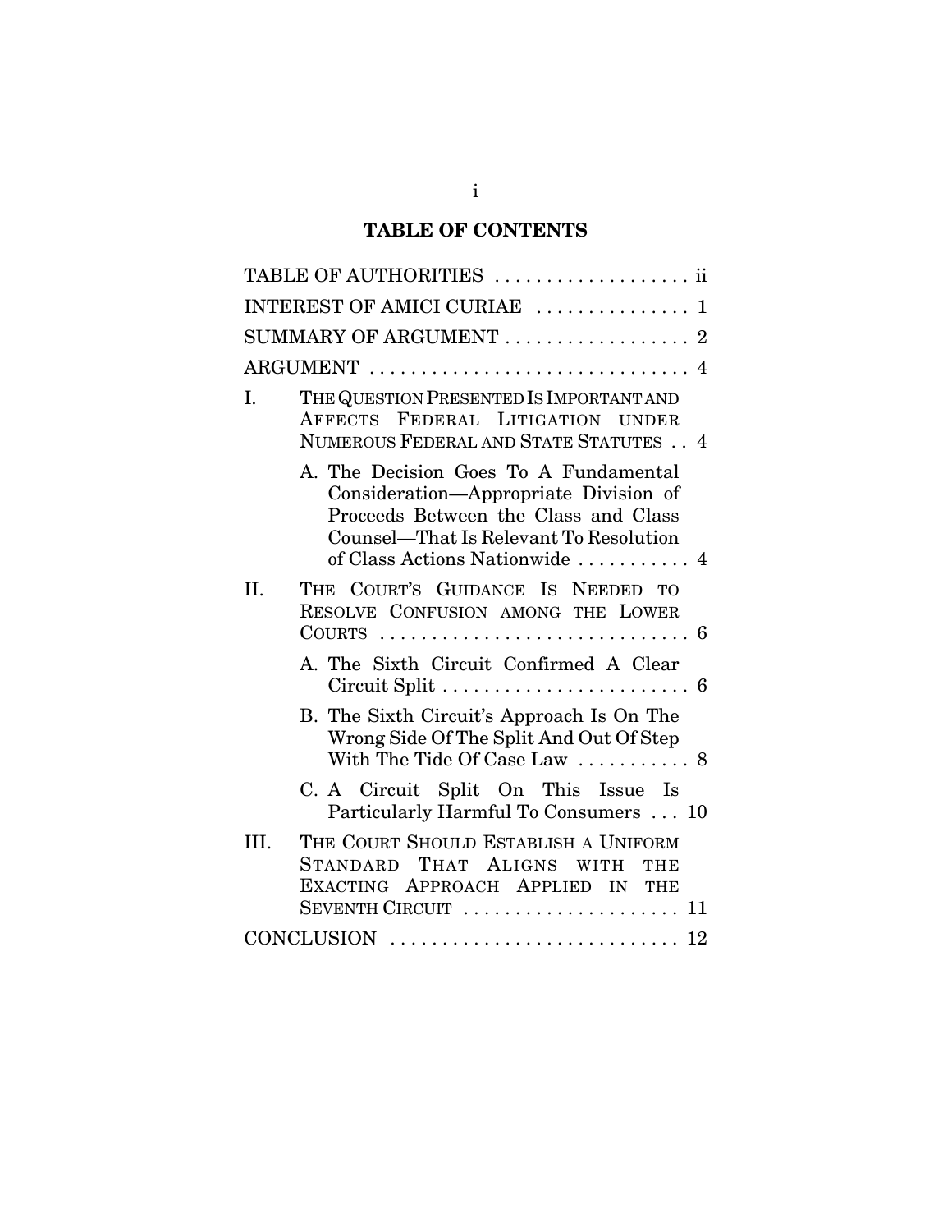## TABLE OF CONTENTS

TABLE OF AUTHORITIES . . . . . . . . . . . . . . . . . . . ii

INTEREST OF AMICI CURIAE . . . . . . . . . . . . . . . 1

SUMMARY OF ARGUMENT . . . . . . . . . . . . . . . . . . 2

ARGUMENT . . . . . . . . . . . . . . . . . . . . . . . . . . . . . . 4

I. THE QUESTION PRESENTED IS IMPORTANT AND AFFECTS FEDERAL LITIGATION UNDER NUMEROUS FEDERAL AND STATE STATUTES . . 4

   A. The Decision Goes To A Fundamental Consideration—Appropriate Division of Proceeds Between the Class and Class Counsel—That Is Relevant To Resolution of Class Actions Nationwide . . . . . . . . . . . 4

II. THE COURT'S GUIDANCE IS NEEDED TO RESOLVE CONFUSION AMONG THE LOWER COURTS . . . . . . . . . . . . . . . . . . . . . . . . . . . . . . 6

   A. The Sixth Circuit Confirmed A Clear Circuit Split . . . . . . . . . . . . . . . . . . . . . . . . 6

   B. The Sixth Circuit's Approach Is On The Wrong Side Of The Split And Out Of Step With The Tide Of Case Law . . . . . . . . . . . 8

   C. A Circuit Split On This Issue Is Particularly Harmful To Consumers . . . 10

III. THE COURT SHOULD ESTABLISH A UNIFORM STANDARD THAT ALIGNS WITH THE EXACTING APPROACH APPLIED IN THE SEVENTH CIRCUIT . . . . . . . . . . . . . . . . . . . . . 11

CONCLUSION . . . . . . . . . . . . . . . . . . . . . . . . . . . . 12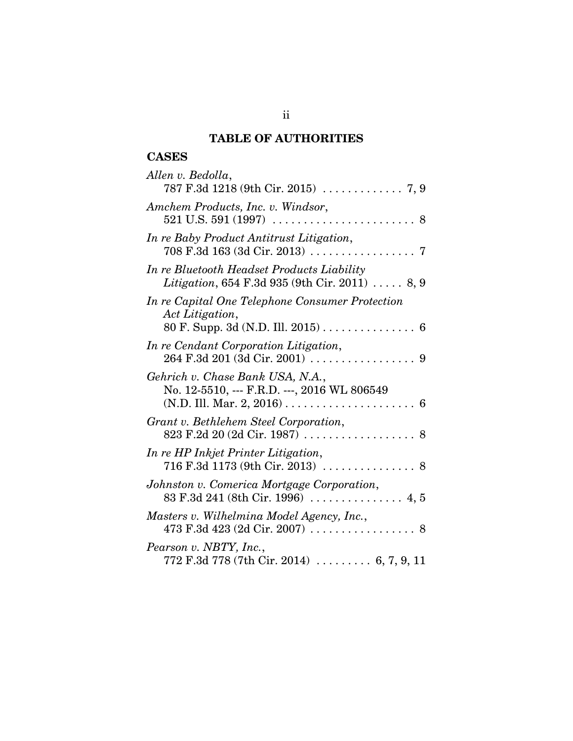## TABLE OF AUTHORITIES

### CASES

*Allen v. Bedolla*, 787 F.3d 1218 (9th Cir. 2015) . . . . . . . . . . . . . 7, 9

*Amchem Products, Inc. v. Windsor*, 521 U.S. 591 (1997) . . . . . . . . . . . . . . . . . . . . . . . 8

*In re Baby Product Antitrust Litigation*, 708 F.3d 163 (3d Cir. 2013) . . . . . . . . . . . . . . . . . 7

*In re Bluetooth Headset Products Liability Litigation*, 654 F.3d 935 (9th Cir. 2011) . . . . . 8, 9

*In re Capital One Telephone Consumer Protection Act Litigation*, 80 F. Supp. 3d (N.D. Ill. 2015) . . . . . . . . . . . . . . . 6

*In re Cendant Corporation Litigation*, 264 F.3d 201 (3d Cir. 2001) . . . . . . . . . . . . . . . . . 9

*Gehrich v. Chase Bank USA, N.A.*, No. 12-5510, --- F.R.D. ---, 2016 WL 806549 (N.D. Ill. Mar. 2, 2016) . . . . . . . . . . . . . . . . . . . . . 6

*Grant v. Bethlehem Steel Corporation*, 823 F.2d 20 (2d Cir. 1987) . . . . . . . . . . . . . . . . . . 8

*In re HP Inkjet Printer Litigation*, 716 F.3d 1173 (9th Cir. 2013) . . . . . . . . . . . . . . . 8

*Johnston v. Comerica Mortgage Corporation*, 83 F.3d 241 (8th Cir. 1996) . . . . . . . . . . . . . . . 4, 5

*Masters v. Wilhelmina Model Agency, Inc.*, 473 F.3d 423 (2d Cir. 2007) . . . . . . . . . . . . . . . . . 8

*Pearson v. NBTY, Inc.*, 772 F.3d 778 (7th Cir. 2014) . . . . . . . . . 6, 7, 9, 11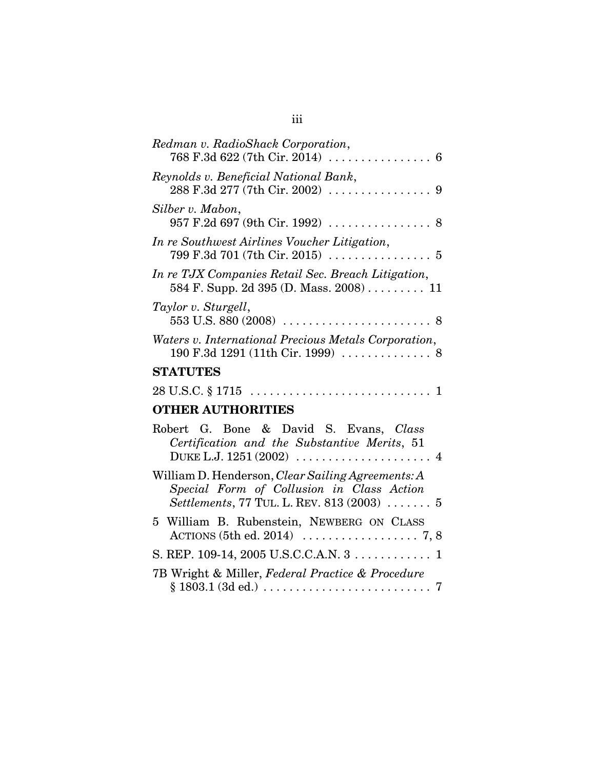*Redman v. RadioShack Corporation*,
768 F.3d 622 (7th Cir. 2014) . . . . . . . . . . . . . . . . 6

*Reynolds v. Beneficial National Bank*,
288 F.3d 277 (7th Cir. 2002) . . . . . . . . . . . . . . . . 9

*Silber v. Mabon*,
957 F.2d 697 (9th Cir. 1992) . . . . . . . . . . . . . . . . 8

*In re Southwest Airlines Voucher Litigation*,
799 F.3d 701 (7th Cir. 2015) . . . . . . . . . . . . . . . . 5

*In re TJX Companies Retail Sec. Breach Litigation*,
584 F. Supp. 2d 395 (D. Mass. 2008) . . . . . . . . . 11

*Taylor v. Sturgell*,
553 U.S. 880 (2008) . . . . . . . . . . . . . . . . . . . . . . . 8

*Waters v. International Precious Metals Corporation*,
190 F.3d 1291 (11th Cir. 1999) . . . . . . . . . . . . . . 8

**STATUTES**

28 U.S.C. § 1715 . . . . . . . . . . . . . . . . . . . . . . . . . . . . 1

**OTHER AUTHORITIES**

Robert G. Bone & David S. Evans, *Class Certification and the Substantive Merits*, 51 DUKE L.J. 1251 (2002) . . . . . . . . . . . . . . . . . . . . . 4

William D. Henderson, *Clear Sailing Agreements: A Special Form of Collusion in Class Action Settlements*, 77 TUL. L. REV. 813 (2003) . . . . . . . 5

5 William B. Rubenstein, NEWBERG ON CLASS ACTIONS (5th ed. 2014) . . . . . . . . . . . . . . . . . . 7, 8

S. REP. 109-14, 2005 U.S.C.C.A.N. 3 . . . . . . . . . . . . 1

7B Wright & Miller, *Federal Practice & Procedure* § 1803.1 (3d ed.) . . . . . . . . . . . . . . . . . . . . . . . . . . 7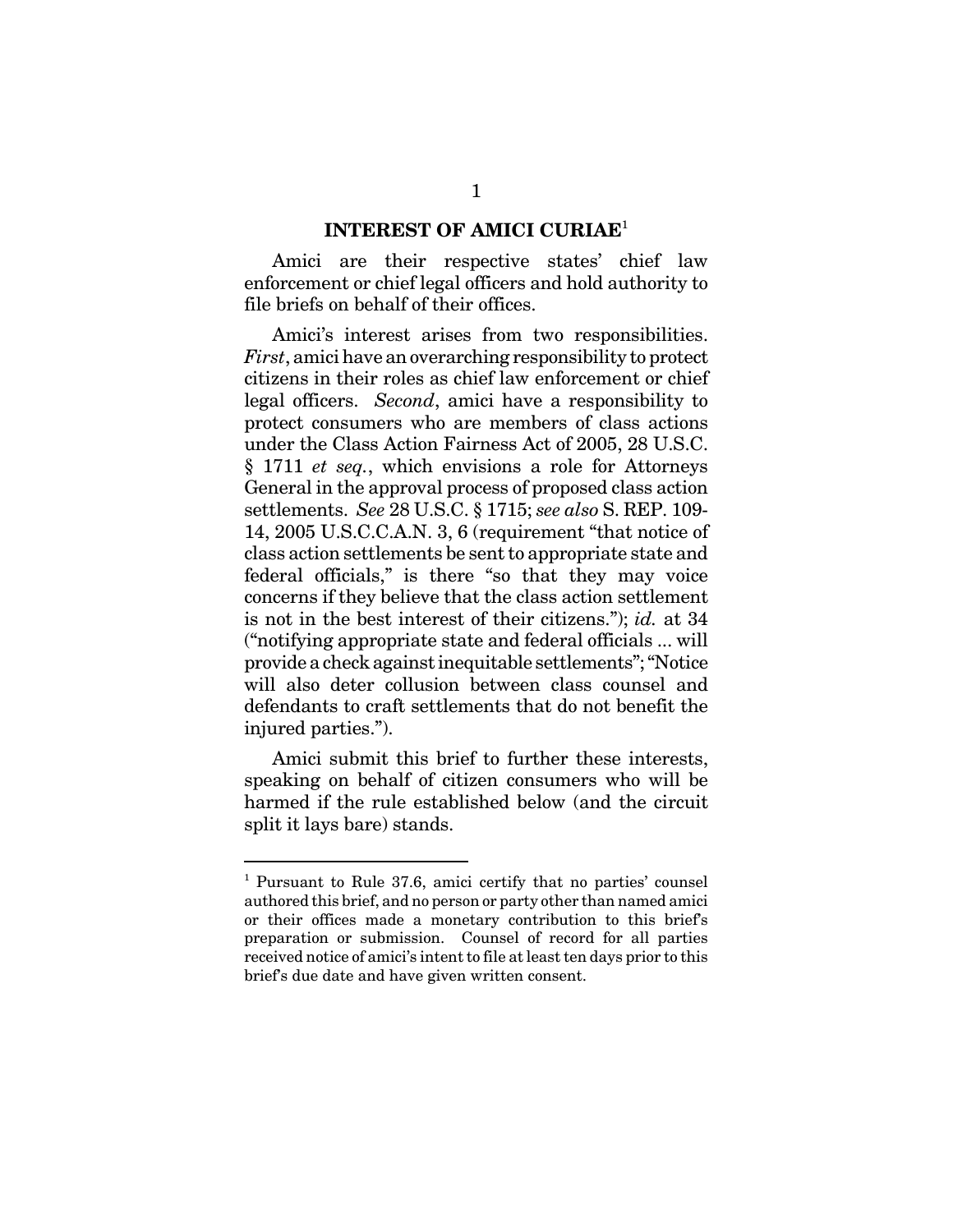## INTEREST OF AMICI CURIAE[1]

Amici are their respective states' chief law enforcement or chief legal officers and hold authority to file briefs on behalf of their offices.

Amici's interest arises from two responsibilities. *First*, amici have an overarching responsibility to protect citizens in their roles as chief law enforcement or chief legal officers. *Second*, amici have a responsibility to protect consumers who are members of class actions under the Class Action Fairness Act of 2005, 28 U.S.C. § 1711 *et seq.*, which envisions a role for Attorneys General in the approval process of proposed class action settlements. *See* 28 U.S.C. § 1715; *see also* S. REP. 109-14, 2005 U.S.C.C.A.N. 3, 6 (requirement "that notice of class action settlements be sent to appropriate state and federal officials," is there "so that they may voice concerns if they believe that the class action settlement is not in the best interest of their citizens."); *id.* at 34 ("notifying appropriate state and federal officials ... will provide a check against inequitable settlements"; "Notice will also deter collusion between class counsel and defendants to craft settlements that do not benefit the injured parties.").

Amici submit this brief to further these interests, speaking on behalf of citizen consumers who will be harmed if the rule established below (and the circuit split it lays bare) stands.

---

[1] Pursuant to Rule 37.6, amici certify that no parties' counsel authored this brief, and no person or party other than named amici or their offices made a monetary contribution to this brief's preparation or submission. Counsel of record for all parties received notice of amici's intent to file at least ten days prior to this brief's due date and have given written consent.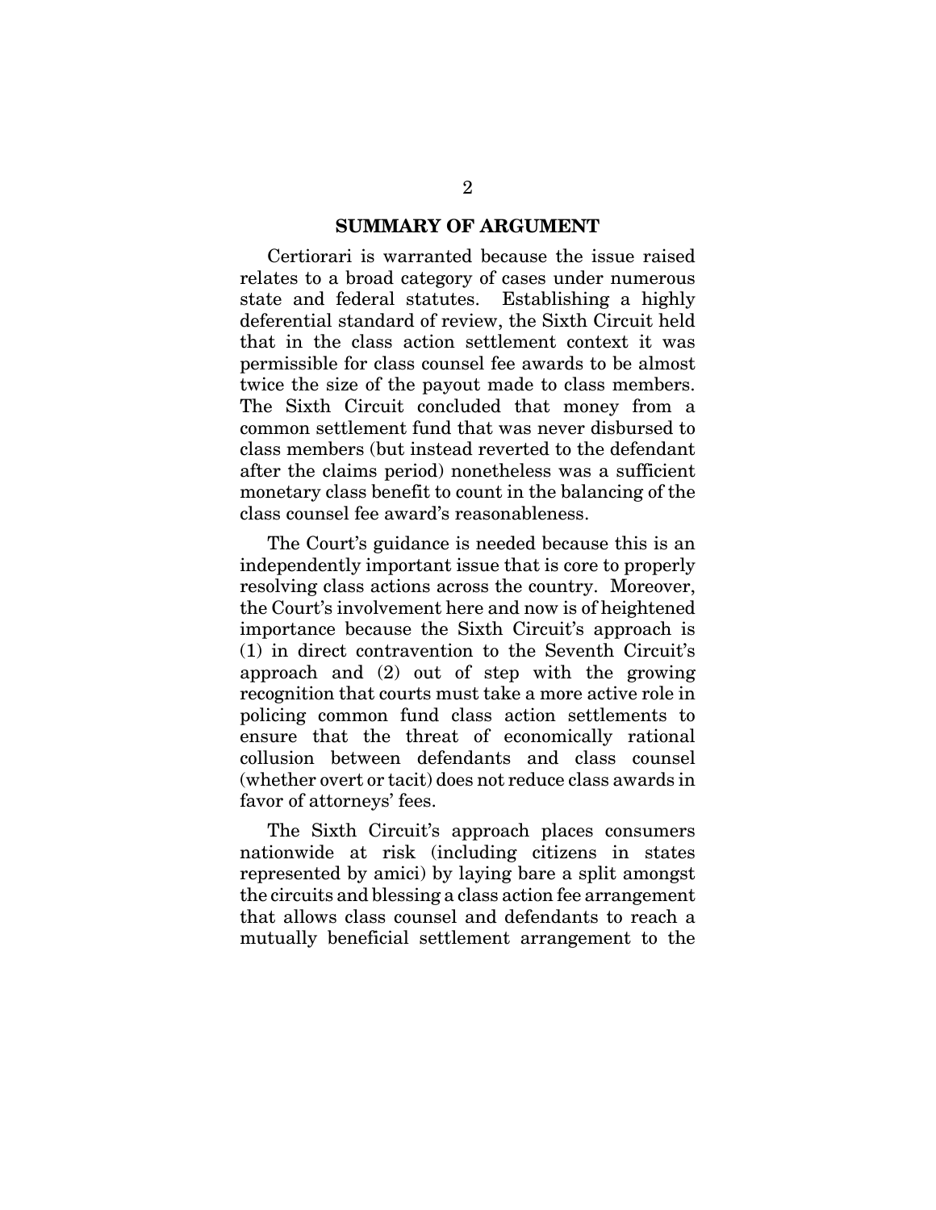## SUMMARY OF ARGUMENT

Certiorari is warranted because the issue raised relates to a broad category of cases under numerous state and federal statutes. Establishing a highly deferential standard of review, the Sixth Circuit held that in the class action settlement context it was permissible for class counsel fee awards to be almost twice the size of the payout made to class members. The Sixth Circuit concluded that money from a common settlement fund that was never disbursed to class members (but instead reverted to the defendant after the claims period) nonetheless was a sufficient monetary class benefit to count in the balancing of the class counsel fee award's reasonableness.

The Court's guidance is needed because this is an independently important issue that is core to properly resolving class actions across the country. Moreover, the Court's involvement here and now is of heightened importance because the Sixth Circuit's approach is (1) in direct contravention to the Seventh Circuit's approach and (2) out of step with the growing recognition that courts must take a more active role in policing common fund class action settlements to ensure that the threat of economically rational collusion between defendants and class counsel (whether overt or tacit) does not reduce class awards in favor of attorneys' fees.

The Sixth Circuit's approach places consumers nationwide at risk (including citizens in states represented by amici) by laying bare a split amongst the circuits and blessing a class action fee arrangement that allows class counsel and defendants to reach a mutually beneficial settlement arrangement to the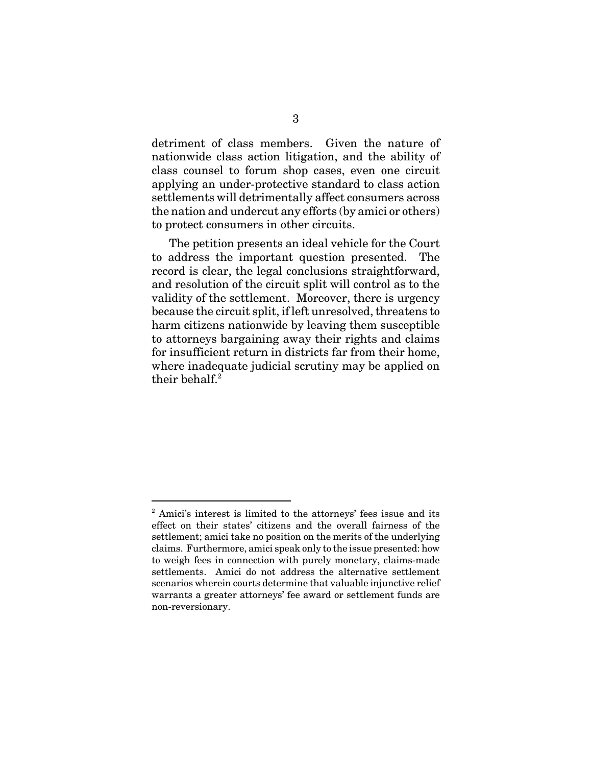detriment of class members. Given the nature of nationwide class action litigation, and the ability of class counsel to forum shop cases, even one circuit applying an under-protective standard to class action settlements will detrimentally affect consumers across the nation and undercut any efforts (by amici or others) to protect consumers in other circuits.

The petition presents an ideal vehicle for the Court to address the important question presented. The record is clear, the legal conclusions straightforward, and resolution of the circuit split will control as to the validity of the settlement. Moreover, there is urgency because the circuit split, if left unresolved, threatens to harm citizens nationwide by leaving them susceptible to attorneys bargaining away their rights and claims for insufficient return in districts far from their home, where inadequate judicial scrutiny may be applied on their behalf.[2]

---

[2] Amici's interest is limited to the attorneys' fees issue and its effect on their states' citizens and the overall fairness of the settlement; amici take no position on the merits of the underlying claims. Furthermore, amici speak only to the issue presented: how to weigh fees in connection with purely monetary, claims-made settlements. Amici do not address the alternative settlement scenarios wherein courts determine that valuable injunctive relief warrants a greater attorneys' fee award or settlement funds are non-reversionary.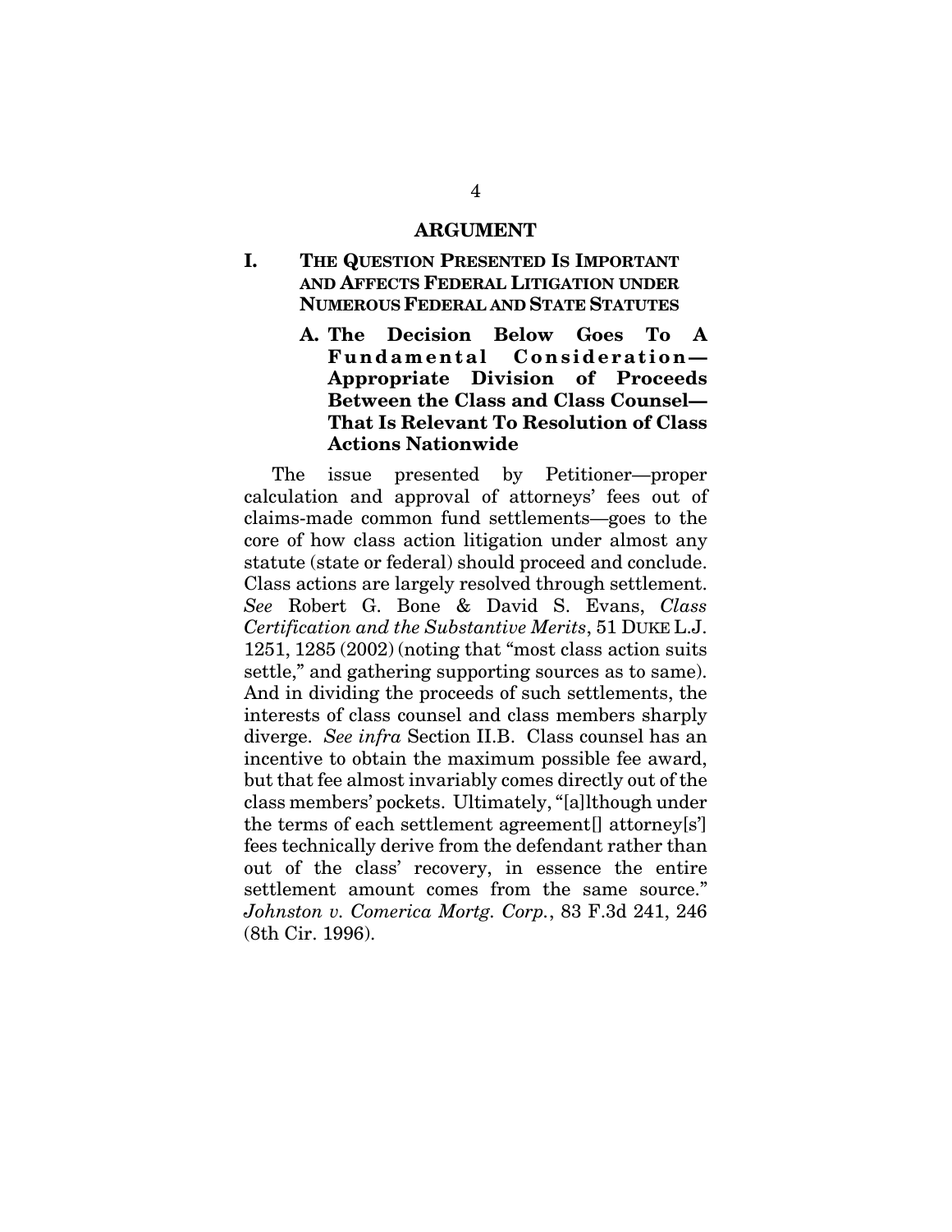## ARGUMENT

### I. THE QUESTION PRESENTED IS IMPORTANT AND AFFECTS FEDERAL LITIGATION UNDER NUMEROUS FEDERAL AND STATE STATUTES

#### A. The Decision Below Goes To A Fundamental Consideration—Appropriate Division of Proceeds Between the Class and Class Counsel—That Is Relevant To Resolution of Class Actions Nationwide

The issue presented by Petitioner—proper calculation and approval of attorneys' fees out of claims-made common fund settlements—goes to the core of how class action litigation under almost any statute (state or federal) should proceed and conclude. Class actions are largely resolved through settlement. *See* Robert G. Bone & David S. Evans, *Class Certification and the Substantive Merits*, 51 DUKE L.J. 1251, 1285 (2002) (noting that "most class action suits settle," and gathering supporting sources as to same). And in dividing the proceeds of such settlements, the interests of class counsel and class members sharply diverge. *See infra* Section II.B. Class counsel has an incentive to obtain the maximum possible fee award, but that fee almost invariably comes directly out of the class members' pockets. Ultimately, "[a]lthough under the terms of each settlement agreement[] attorney[s'] fees technically derive from the defendant rather than out of the class' recovery, in essence the entire settlement amount comes from the same source." *Johnston v. Comerica Mortg. Corp.*, 83 F.3d 241, 246 (8th Cir. 1996).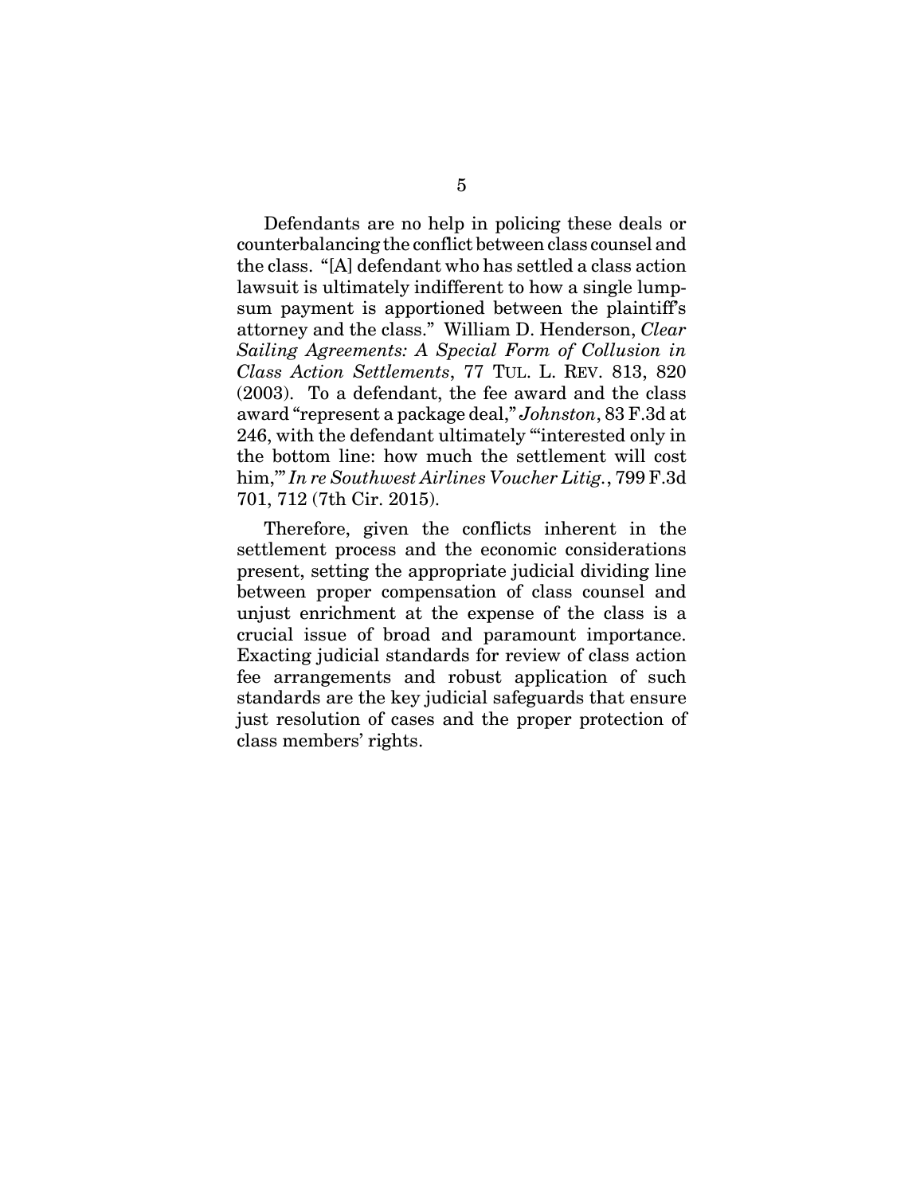Defendants are no help in policing these deals or counterbalancing the conflict between class counsel and the class. "[A] defendant who has settled a class action lawsuit is ultimately indifferent to how a single lump-sum payment is apportioned between the plaintiff's attorney and the class." William D. Henderson, *Clear Sailing Agreements: A Special Form of Collusion in Class Action Settlements*, 77 TUL. L. REV. 813, 820 (2003). To a defendant, the fee award and the class award "represent a package deal," *Johnston*, 83 F.3d at 246, with the defendant ultimately "'interested only in the bottom line: how much the settlement will cost him,'" *In re Southwest Airlines Voucher Litig.*, 799 F.3d 701, 712 (7th Cir. 2015).

Therefore, given the conflicts inherent in the settlement process and the economic considerations present, setting the appropriate judicial dividing line between proper compensation of class counsel and unjust enrichment at the expense of the class is a crucial issue of broad and paramount importance. Exacting judicial standards for review of class action fee arrangements and robust application of such standards are the key judicial safeguards that ensure just resolution of cases and the proper protection of class members' rights.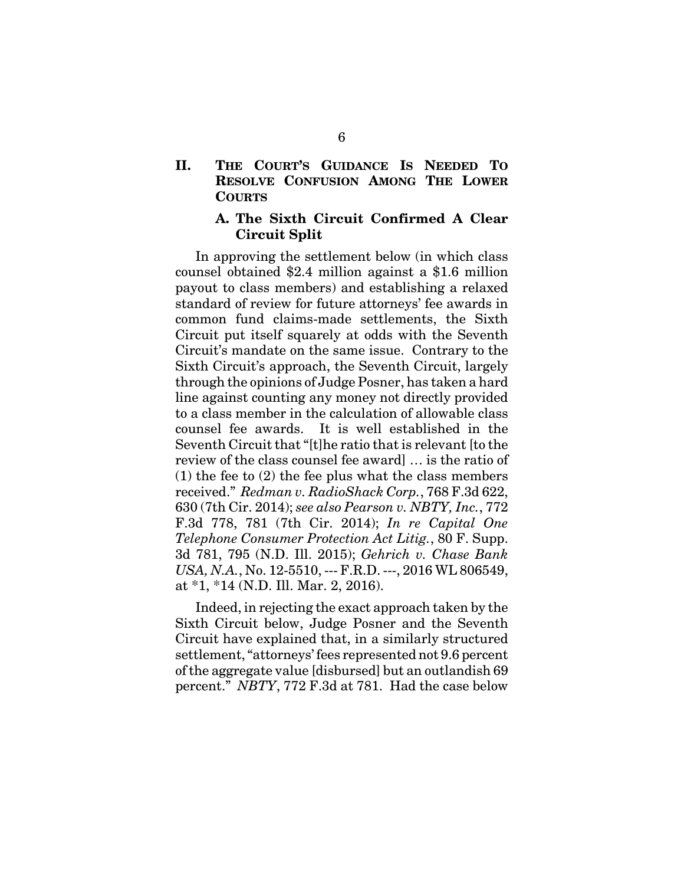## II. THE COURT'S GUIDANCE IS NEEDED TO RESOLVE CONFUSION AMONG THE LOWER COURTS

### A. The Sixth Circuit Confirmed A Clear Circuit Split

In approving the settlement below (in which class counsel obtained $2.4 million against a $1.6 million payout to class members) and establishing a relaxed standard of review for future attorneys' fee awards in common fund claims-made settlements, the Sixth Circuit put itself squarely at odds with the Seventh Circuit's mandate on the same issue. Contrary to the Sixth Circuit's approach, the Seventh Circuit, largely through the opinions of Judge Posner, has taken a hard line against counting any money not directly provided to a class member in the calculation of allowable class counsel fee awards. It is well established in the Seventh Circuit that "[t]he ratio that is relevant [to the review of the class counsel fee award] … is the ratio of (1) the fee to (2) the fee plus what the class members received." *Redman v. RadioShack Corp.*, 768 F.3d 622, 630 (7th Cir. 2014); *see also Pearson v. NBTY, Inc.*, 772 F.3d 778, 781 (7th Cir. 2014); *In re Capital One Telephone Consumer Protection Act Litig.*, 80 F. Supp. 3d 781, 795 (N.D. Ill. 2015); *Gehrich v. Chase Bank USA, N.A.*, No. 12-5510, --- F.R.D. ---, 2016 WL 806549, at *1, *14 (N.D. Ill. Mar. 2, 2016).

Indeed, in rejecting the exact approach taken by the Sixth Circuit below, Judge Posner and the Seventh Circuit have explained that, in a similarly structured settlement, "attorneys' fees represented not 9.6 percent of the aggregate value [disbursed] but an outlandish 69 percent." *NBTY*, 772 F.3d at 781. Had the case below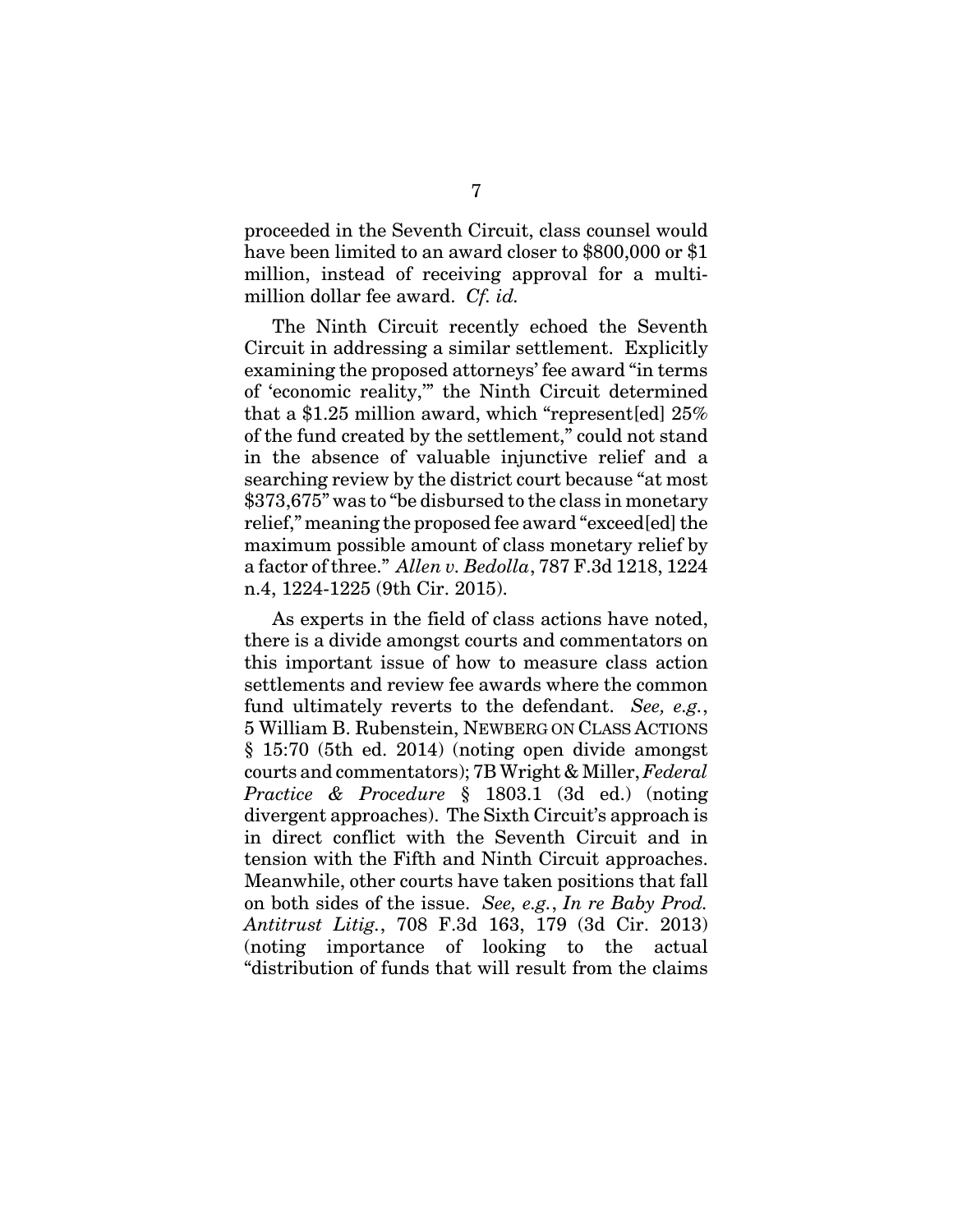proceeded in the Seventh Circuit, class counsel would have been limited to an award closer to $800,000 or $1 million, instead of receiving approval for a multi-million dollar fee award. *Cf. id.*

The Ninth Circuit recently echoed the Seventh Circuit in addressing a similar settlement. Explicitly examining the proposed attorneys' fee award "in terms of 'economic reality,'" the Ninth Circuit determined that a $1.25 million award, which "represent[ed] 25% of the fund created by the settlement," could not stand in the absence of valuable injunctive relief and a searching review by the district court because "at most $373,675" was to "be disbursed to the class in monetary relief," meaning the proposed fee award "exceed[ed] the maximum possible amount of class monetary relief by a factor of three." *Allen v. Bedolla*, 787 F.3d 1218, 1224 n.4, 1224-1225 (9th Cir. 2015).

As experts in the field of class actions have noted, there is a divide amongst courts and commentators on this important issue of how to measure class action settlements and review fee awards where the common fund ultimately reverts to the defendant. *See, e.g.*, 5 William B. Rubenstein, NEWBERG ON CLASS ACTIONS § 15:70 (5th ed. 2014) (noting open divide amongst courts and commentators); 7B Wright & Miller, *Federal Practice & Procedure* § 1803.1 (3d ed.) (noting divergent approaches). The Sixth Circuit's approach is in direct conflict with the Seventh Circuit and in tension with the Fifth and Ninth Circuit approaches. Meanwhile, other courts have taken positions that fall on both sides of the issue. *See, e.g.*, *In re Baby Prod. Antitrust Litig.*, 708 F.3d 163, 179 (3d Cir. 2013) (noting importance of looking to the actual "distribution of funds that will result from the claims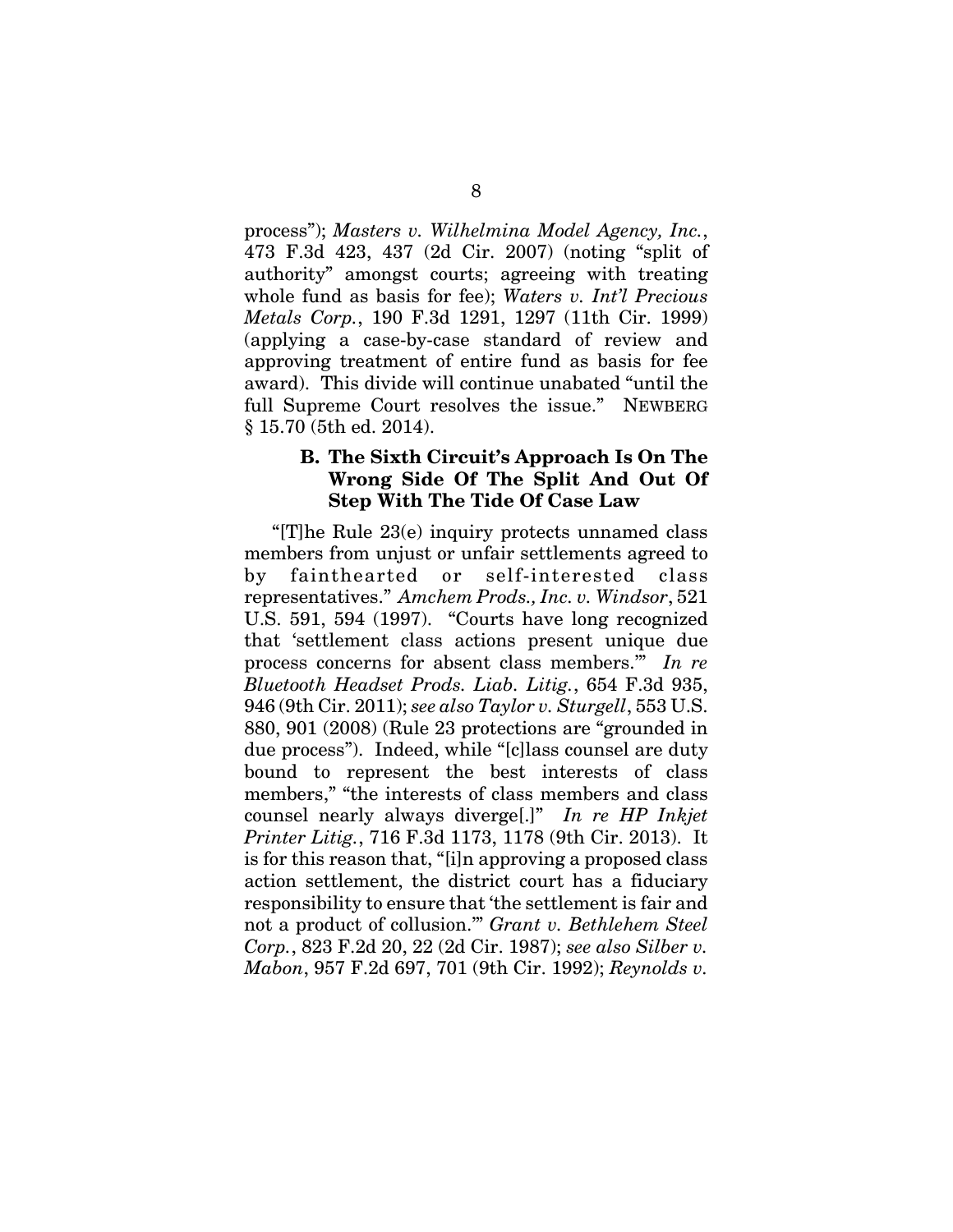process"); *Masters v. Wilhelmina Model Agency, Inc.*, 473 F.3d 423, 437 (2d Cir. 2007) (noting "split of authority" amongst courts; agreeing with treating whole fund as basis for fee); *Waters v. Int'l Precious Metals Corp.*, 190 F.3d 1291, 1297 (11th Cir. 1999) (applying a case-by-case standard of review and approving treatment of entire fund as basis for fee award). This divide will continue unabated "until the full Supreme Court resolves the issue." NEWBERG § 15.70 (5th ed. 2014).

### B. The Sixth Circuit's Approach Is On The Wrong Side Of The Split And Out Of Step With The Tide Of Case Law

"[T]he Rule 23(e) inquiry protects unnamed class members from unjust or unfair settlements agreed to by fainthearted or self-interested class representatives." *Amchem Prods., Inc. v. Windsor*, 521 U.S. 591, 594 (1997). "Courts have long recognized that 'settlement class actions present unique due process concerns for absent class members.'" *In re Bluetooth Headset Prods. Liab. Litig.*, 654 F.3d 935, 946 (9th Cir. 2011); *see also Taylor v. Sturgell*, 553 U.S. 880, 901 (2008) (Rule 23 protections are "grounded in due process"). Indeed, while "[c]lass counsel are duty bound to represent the best interests of class members," "the interests of class members and class counsel nearly always diverge[.]" *In re HP Inkjet Printer Litig.*, 716 F.3d 1173, 1178 (9th Cir. 2013). It is for this reason that, "[i]n approving a proposed class action settlement, the district court has a fiduciary responsibility to ensure that 'the settlement is fair and not a product of collusion.'" *Grant v. Bethlehem Steel Corp.*, 823 F.2d 20, 22 (2d Cir. 1987); *see also Silber v. Mabon*, 957 F.2d 697, 701 (9th Cir. 1992); *Reynolds v.*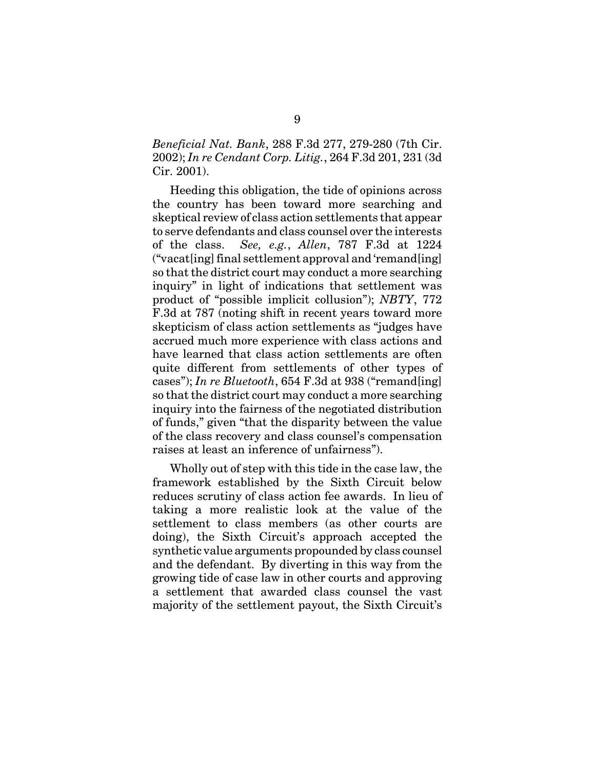*Beneficial Nat. Bank*, 288 F.3d 277, 279-280 (7th Cir. 2002); *In re Cendant Corp. Litig.*, 264 F.3d 201, 231 (3d Cir. 2001).

Heeding this obligation, the tide of opinions across the country has been toward more searching and skeptical review of class action settlements that appear to serve defendants and class counsel over the interests of the class. *See, e.g.*, *Allen*, 787 F.3d at 1224 ("vacat[ing] final settlement approval and 'remand[ing] so that the district court may conduct a more searching inquiry" in light of indications that settlement was product of "possible implicit collusion"); *NBTY*, 772 F.3d at 787 (noting shift in recent years toward more skepticism of class action settlements as "judges have accrued much more experience with class actions and have learned that class action settlements are often quite different from settlements of other types of cases"); *In re Bluetooth*, 654 F.3d at 938 ("remand[ing] so that the district court may conduct a more searching inquiry into the fairness of the negotiated distribution of funds," given "that the disparity between the value of the class recovery and class counsel's compensation raises at least an inference of unfairness").

Wholly out of step with this tide in the case law, the framework established by the Sixth Circuit below reduces scrutiny of class action fee awards. In lieu of taking a more realistic look at the value of the settlement to class members (as other courts are doing), the Sixth Circuit's approach accepted the synthetic value arguments propounded by class counsel and the defendant. By diverting in this way from the growing tide of case law in other courts and approving a settlement that awarded class counsel the vast majority of the settlement payout, the Sixth Circuit's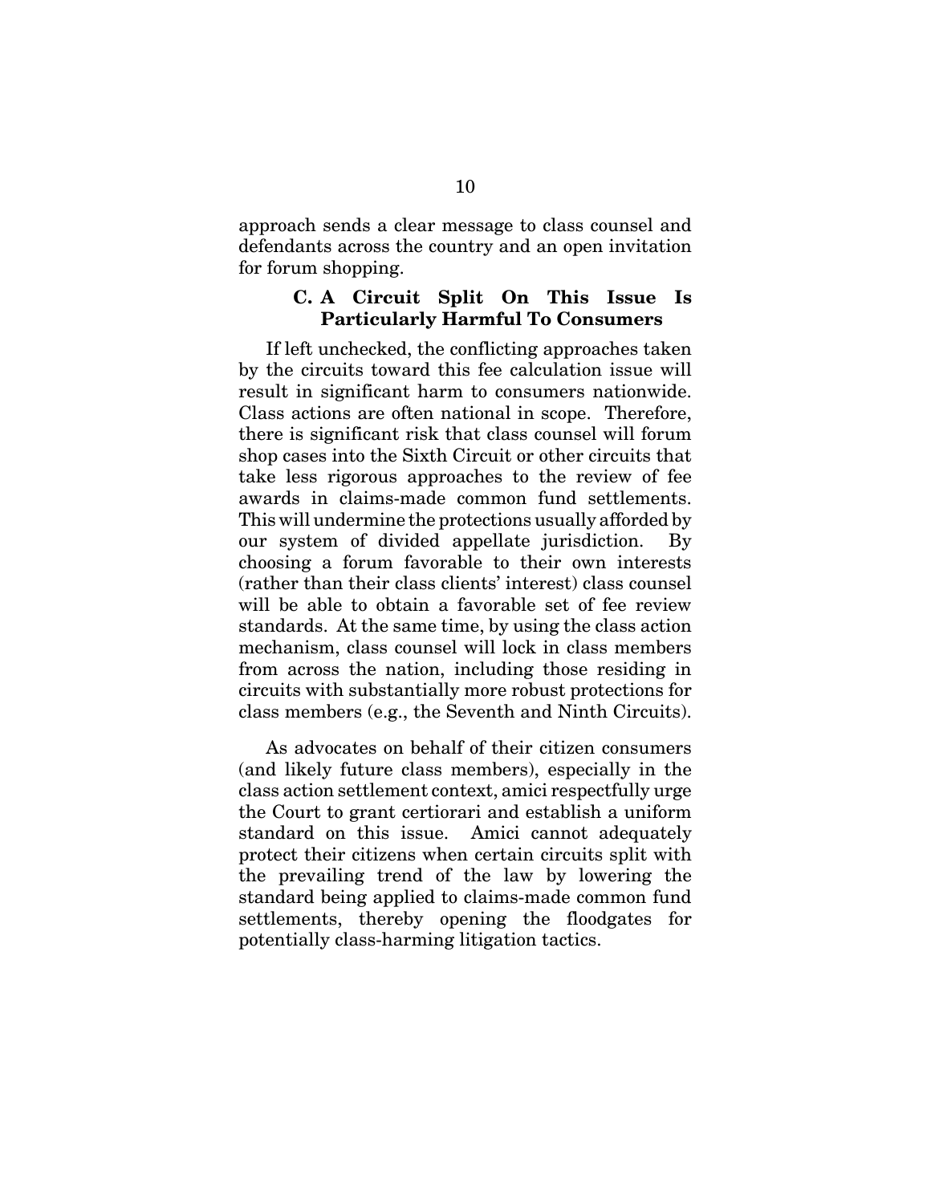approach sends a clear message to class counsel and defendants across the country and an open invitation for forum shopping.

### C. A Circuit Split On This Issue Is Particularly Harmful To Consumers

If left unchecked, the conflicting approaches taken by the circuits toward this fee calculation issue will result in significant harm to consumers nationwide. Class actions are often national in scope. Therefore, there is significant risk that class counsel will forum shop cases into the Sixth Circuit or other circuits that take less rigorous approaches to the review of fee awards in claims-made common fund settlements. This will undermine the protections usually afforded by our system of divided appellate jurisdiction. By choosing a forum favorable to their own interests (rather than their class clients' interest) class counsel will be able to obtain a favorable set of fee review standards. At the same time, by using the class action mechanism, class counsel will lock in class members from across the nation, including those residing in circuits with substantially more robust protections for class members (e.g., the Seventh and Ninth Circuits).

As advocates on behalf of their citizen consumers (and likely future class members), especially in the class action settlement context, amici respectfully urge the Court to grant certiorari and establish a uniform standard on this issue. Amici cannot adequately protect their citizens when certain circuits split with the prevailing trend of the law by lowering the standard being applied to claims-made common fund settlements, thereby opening the floodgates for potentially class-harming litigation tactics.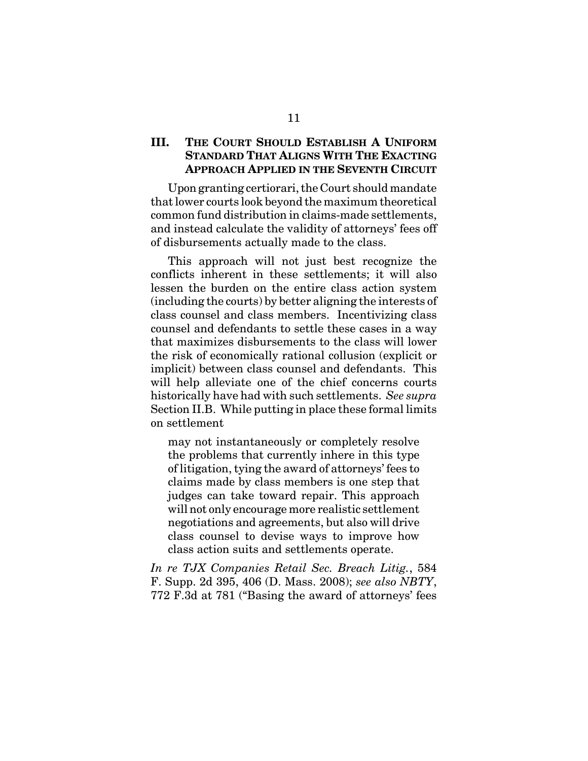## III. THE COURT SHOULD ESTABLISH A UNIFORM STANDARD THAT ALIGNS WITH THE EXACTING APPROACH APPLIED IN THE SEVENTH CIRCUIT

Upon granting certiorari, the Court should mandate that lower courts look beyond the maximum theoretical common fund distribution in claims-made settlements, and instead calculate the validity of attorneys' fees off of disbursements actually made to the class.

This approach will not just best recognize the conflicts inherent in these settlements; it will also lessen the burden on the entire class action system (including the courts) by better aligning the interests of class counsel and class members. Incentivizing class counsel and defendants to settle these cases in a way that maximizes disbursements to the class will lower the risk of economically rational collusion (explicit or implicit) between class counsel and defendants. This will help alleviate one of the chief concerns courts historically have had with such settlements. *See supra* Section II.B. While putting in place these formal limits on settlement

> may not instantaneously or completely resolve the problems that currently inhere in this type of litigation, tying the award of attorneys' fees to claims made by class members is one step that judges can take toward repair. This approach will not only encourage more realistic settlement negotiations and agreements, but also will drive class counsel to devise ways to improve how class action suits and settlements operate.

*In re TJX Companies Retail Sec. Breach Litig.*, 584 F. Supp. 2d 395, 406 (D. Mass. 2008); *see also NBTY*, 772 F.3d at 781 ("Basing the award of attorneys' fees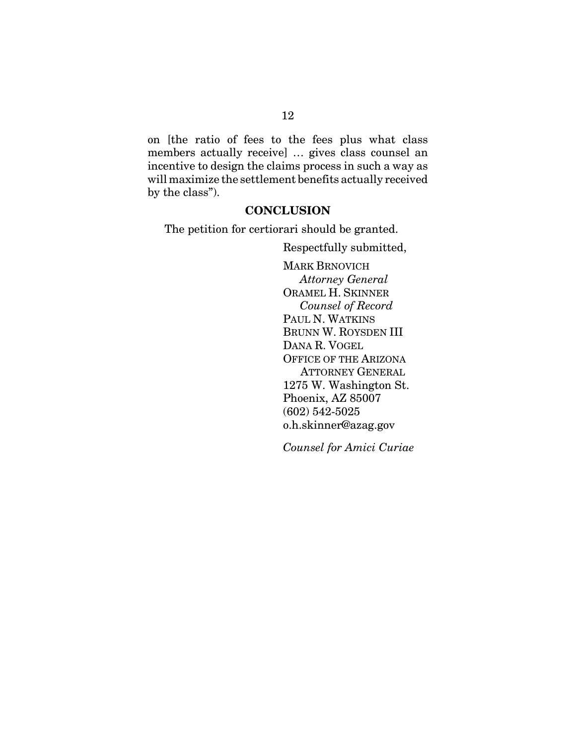on [the ratio of fees to the fees plus what class members actually receive] … gives class counsel an incentive to design the claims process in such a way as will maximize the settlement benefits actually received by the class").

## CONCLUSION

The petition for certiorari should be granted.

Respectfully submitted,

MARK BRNOVICH
*Attorney General*
ORAMEL H. SKINNER
*Counsel of Record*
PAUL N. WATKINS
BRUNN W. ROYSDEN III
DANA R. VOGEL
OFFICE OF THE ARIZONA ATTORNEY GENERAL
1275 W. Washington St.
Phoenix, AZ 85007
(602) 542-5025
o.h.skinner@azag.gov

*Counsel for Amici Curiae*